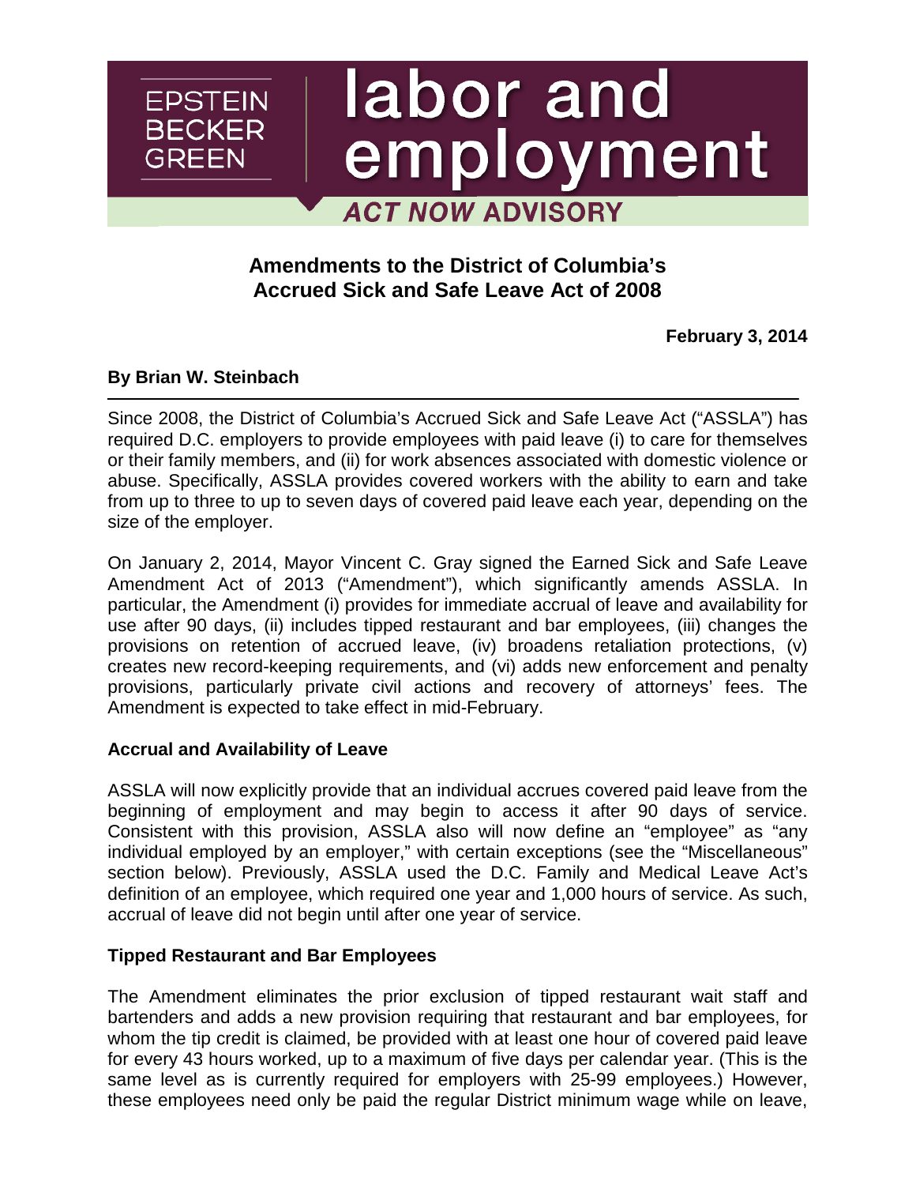EPSTEIN BECKER GREEN

# labor and employment

**ACT NOW ADVISORY**

## Amendments to the District of Columbia's Accrued Sick and Safe Leave Act of 2008

**February 3, 2014**

**By Brian W. Steinbach**

---

Since 2008, the District of Columbia's Accrued Sick and Safe Leave Act ("ASSLA") has required D.C. employers to provide employees with paid leave (i) to care for themselves or their family members, and (ii) for work absences associated with domestic violence or abuse. Specifically, ASSLA provides covered workers with the ability to earn and take from up to three to up to seven days of covered paid leave each year, depending on the size of the employer.

On January 2, 2014, Mayor Vincent C. Gray signed the Earned Sick and Safe Leave Amendment Act of 2013 ("Amendment"), which significantly amends ASSLA. In particular, the Amendment (i) provides for immediate accrual of leave and availability for use after 90 days, (ii) includes tipped restaurant and bar employees, (iii) changes the provisions on retention of accrued leave, (iv) broadens retaliation protections, (v) creates new record-keeping requirements, and (vi) adds new enforcement and penalty provisions, particularly private civil actions and recovery of attorneys' fees. The Amendment is expected to take effect in mid-February.

### Accrual and Availability of Leave

ASSLA will now explicitly provide that an individual accrues covered paid leave from the beginning of employment and may begin to access it after 90 days of service. Consistent with this provision, ASSLA also will now define an "employee" as "any individual employed by an employer," with certain exceptions (see the "Miscellaneous" section below). Previously, ASSLA used the D.C. Family and Medical Leave Act's definition of an employee, which required one year and 1,000 hours of service. As such, accrual of leave did not begin until after one year of service.

### Tipped Restaurant and Bar Employees

The Amendment eliminates the prior exclusion of tipped restaurant wait staff and bartenders and adds a new provision requiring that restaurant and bar employees, for whom the tip credit is claimed, be provided with at least one hour of covered paid leave for every 43 hours worked, up to a maximum of five days per calendar year. (This is the same level as is currently required for employers with 25-99 employees.) However, these employees need only be paid the regular District minimum wage while on leave,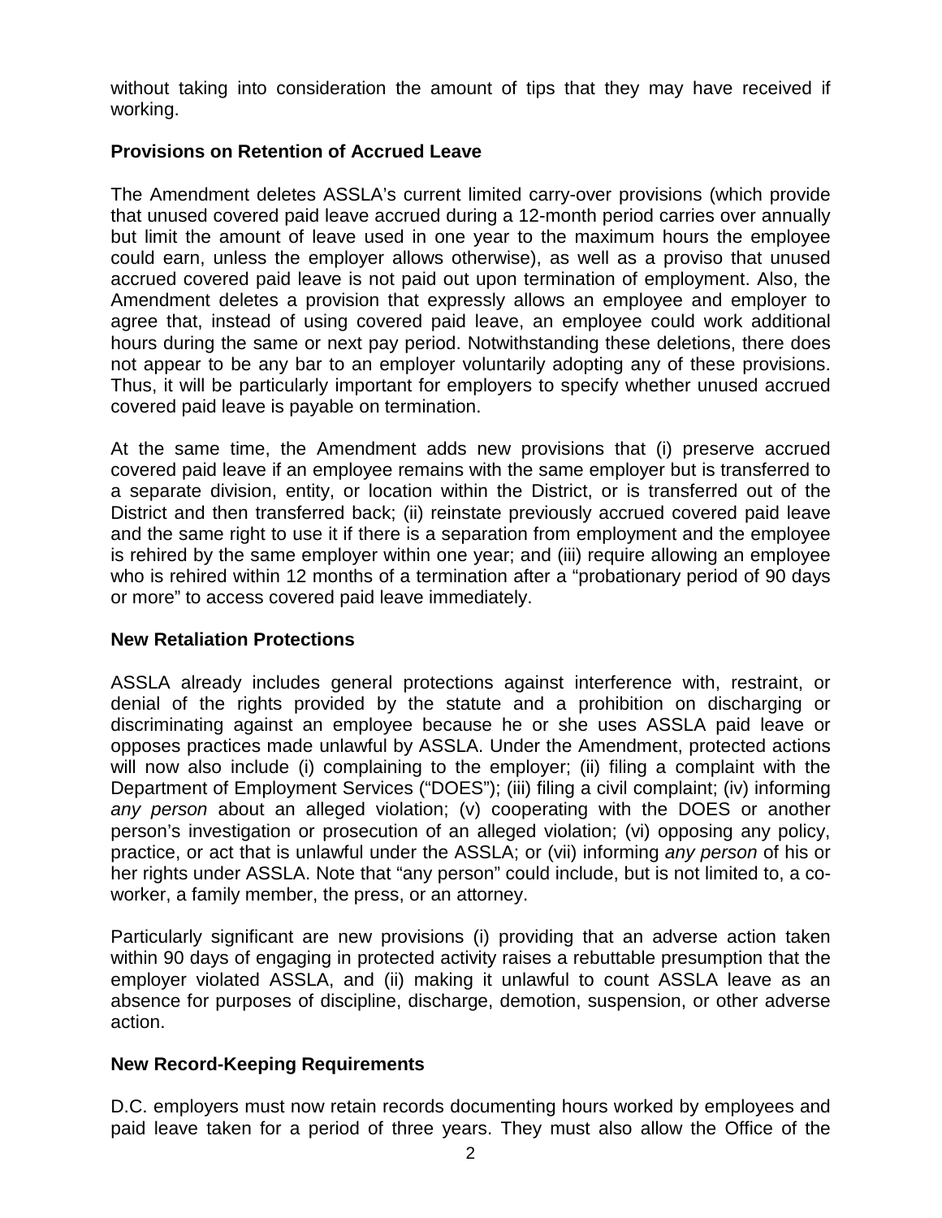without taking into consideration the amount of tips that they may have received if working.

### Provisions on Retention of Accrued Leave

The Amendment deletes ASSLA's current limited carry-over provisions (which provide that unused covered paid leave accrued during a 12-month period carries over annually but limit the amount of leave used in one year to the maximum hours the employee could earn, unless the employer allows otherwise), as well as a proviso that unused accrued covered paid leave is not paid out upon termination of employment. Also, the Amendment deletes a provision that expressly allows an employee and employer to agree that, instead of using covered paid leave, an employee could work additional hours during the same or next pay period. Notwithstanding these deletions, there does not appear to be any bar to an employer voluntarily adopting any of these provisions. Thus, it will be particularly important for employers to specify whether unused accrued covered paid leave is payable on termination.

At the same time, the Amendment adds new provisions that (i) preserve accrued covered paid leave if an employee remains with the same employer but is transferred to a separate division, entity, or location within the District, or is transferred out of the District and then transferred back; (ii) reinstate previously accrued covered paid leave and the same right to use it if there is a separation from employment and the employee is rehired by the same employer within one year; and (iii) require allowing an employee who is rehired within 12 months of a termination after a "probationary period of 90 days or more" to access covered paid leave immediately.

### New Retaliation Protections

ASSLA already includes general protections against interference with, restraint, or denial of the rights provided by the statute and a prohibition on discharging or discriminating against an employee because he or she uses ASSLA paid leave or opposes practices made unlawful by ASSLA. Under the Amendment, protected actions will now also include (i) complaining to the employer; (ii) filing a complaint with the Department of Employment Services ("DOES"); (iii) filing a civil complaint; (iv) informing *any person* about an alleged violation; (v) cooperating with the DOES or another person's investigation or prosecution of an alleged violation; (vi) opposing any policy, practice, or act that is unlawful under the ASSLA; or (vii) informing *any person* of his or her rights under ASSLA. Note that "any person" could include, but is not limited to, a co-worker, a family member, the press, or an attorney.

Particularly significant are new provisions (i) providing that an adverse action taken within 90 days of engaging in protected activity raises a rebuttable presumption that the employer violated ASSLA, and (ii) making it unlawful to count ASSLA leave as an absence for purposes of discipline, discharge, demotion, suspension, or other adverse action.

### New Record-Keeping Requirements

D.C. employers must now retain records documenting hours worked by employees and paid leave taken for a period of three years. They must also allow the Office of the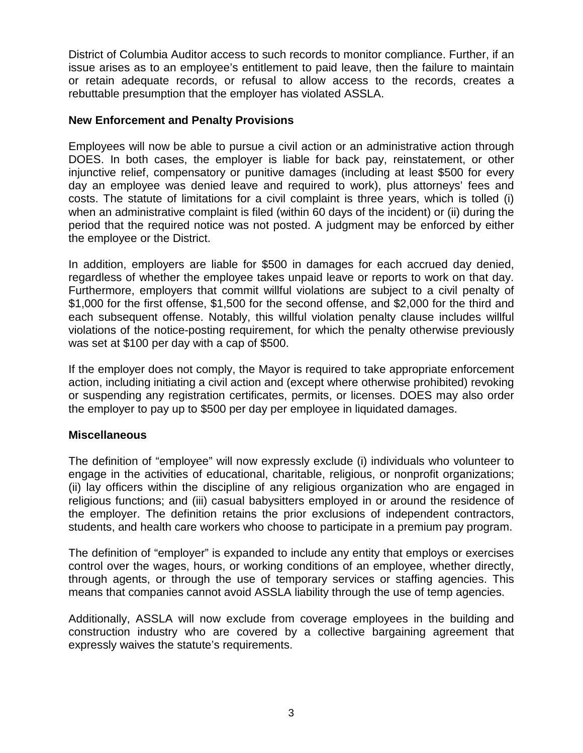District of Columbia Auditor access to such records to monitor compliance. Further, if an issue arises as to an employee's entitlement to paid leave, then the failure to maintain or retain adequate records, or refusal to allow access to the records, creates a rebuttable presumption that the employer has violated ASSLA.

**New Enforcement and Penalty Provisions**

Employees will now be able to pursue a civil action or an administrative action through DOES. In both cases, the employer is liable for back pay, reinstatement, or other injunctive relief, compensatory or punitive damages (including at least $500 for every day an employee was denied leave and required to work), plus attorneys' fees and costs. The statute of limitations for a civil complaint is three years, which is tolled (i) when an administrative complaint is filed (within 60 days of the incident) or (ii) during the period that the required notice was not posted. A judgment may be enforced by either the employee or the District.

In addition, employers are liable for $500 in damages for each accrued day denied, regardless of whether the employee takes unpaid leave or reports to work on that day. Furthermore, employers that commit willful violations are subject to a civil penalty of $1,000 for the first offense, $1,500 for the second offense, and $2,000 for the third and each subsequent offense. Notably, this willful violation penalty clause includes willful violations of the notice-posting requirement, for which the penalty otherwise previously was set at $100 per day with a cap of $500.

If the employer does not comply, the Mayor is required to take appropriate enforcement action, including initiating a civil action and (except where otherwise prohibited) revoking or suspending any registration certificates, permits, or licenses. DOES may also order the employer to pay up to $500 per day per employee in liquidated damages.

**Miscellaneous**

The definition of "employee" will now expressly exclude (i) individuals who volunteer to engage in the activities of educational, charitable, religious, or nonprofit organizations; (ii) lay officers within the discipline of any religious organization who are engaged in religious functions; and (iii) casual babysitters employed in or around the residence of the employer. The definition retains the prior exclusions of independent contractors, students, and health care workers who choose to participate in a premium pay program.

The definition of "employer" is expanded to include any entity that employs or exercises control over the wages, hours, or working conditions of an employee, whether directly, through agents, or through the use of temporary services or staffing agencies. This means that companies cannot avoid ASSLA liability through the use of temp agencies.

Additionally, ASSLA will now exclude from coverage employees in the building and construction industry who are covered by a collective bargaining agreement that expressly waives the statute's requirements.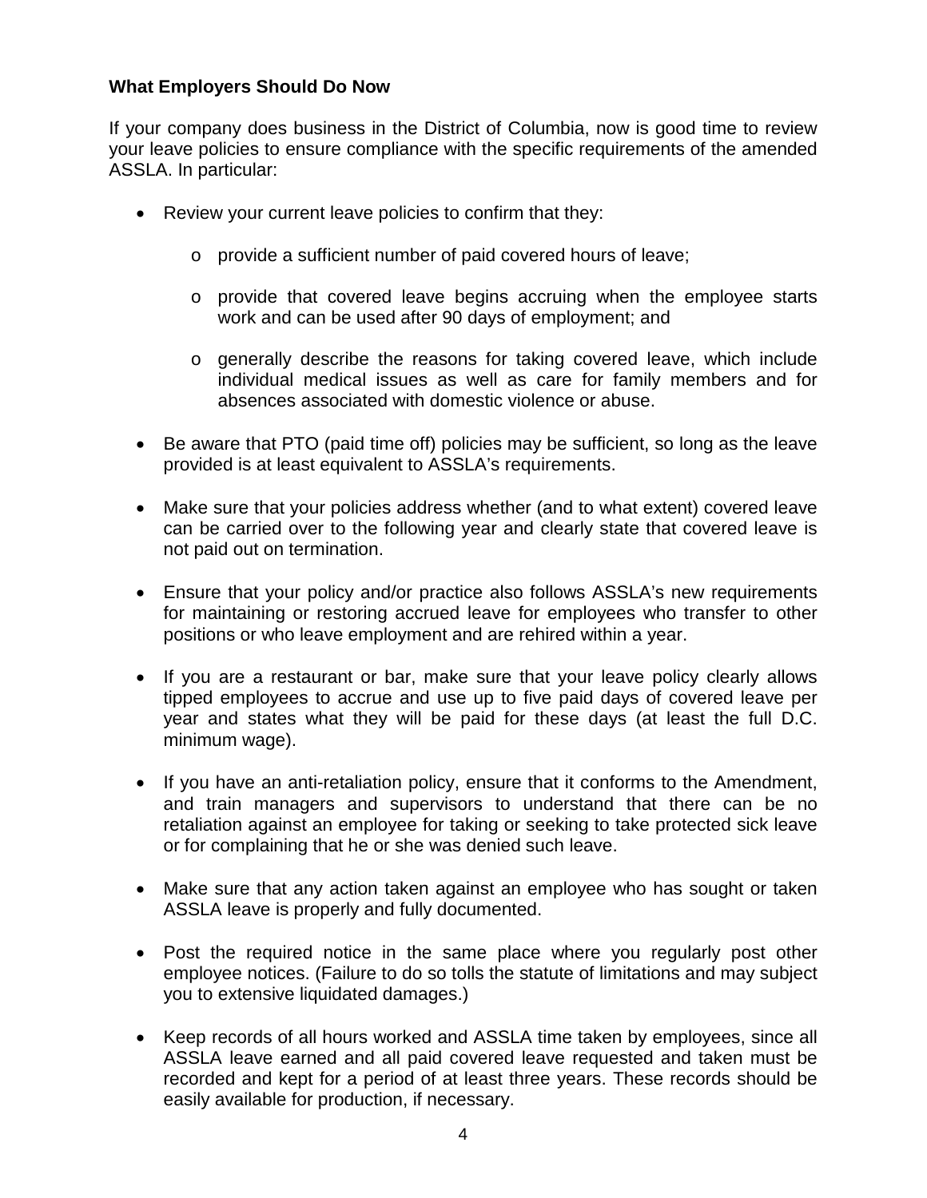**What Employers Should Do Now**

If your company does business in the District of Columbia, now is good time to review your leave policies to ensure compliance with the specific requirements of the amended ASSLA. In particular:

- Review your current leave policies to confirm that they:
  - provide a sufficient number of paid covered hours of leave;
  - provide that covered leave begins accruing when the employee starts work and can be used after 90 days of employment; and
  - generally describe the reasons for taking covered leave, which include individual medical issues as well as care for family members and for absences associated with domestic violence or abuse.
- Be aware that PTO (paid time off) policies may be sufficient, so long as the leave provided is at least equivalent to ASSLA's requirements.
- Make sure that your policies address whether (and to what extent) covered leave can be carried over to the following year and clearly state that covered leave is not paid out on termination.
- Ensure that your policy and/or practice also follows ASSLA's new requirements for maintaining or restoring accrued leave for employees who transfer to other positions or who leave employment and are rehired within a year.
- If you are a restaurant or bar, make sure that your leave policy clearly allows tipped employees to accrue and use up to five paid days of covered leave per year and states what they will be paid for these days (at least the full D.C. minimum wage).
- If you have an anti-retaliation policy, ensure that it conforms to the Amendment, and train managers and supervisors to understand that there can be no retaliation against an employee for taking or seeking to take protected sick leave or for complaining that he or she was denied such leave.
- Make sure that any action taken against an employee who has sought or taken ASSLA leave is properly and fully documented.
- Post the required notice in the same place where you regularly post other employee notices. (Failure to do so tolls the statute of limitations and may subject you to extensive liquidated damages.)
- Keep records of all hours worked and ASSLA time taken by employees, since all ASSLA leave earned and all paid covered leave requested and taken must be recorded and kept for a period of at least three years. These records should be easily available for production, if necessary.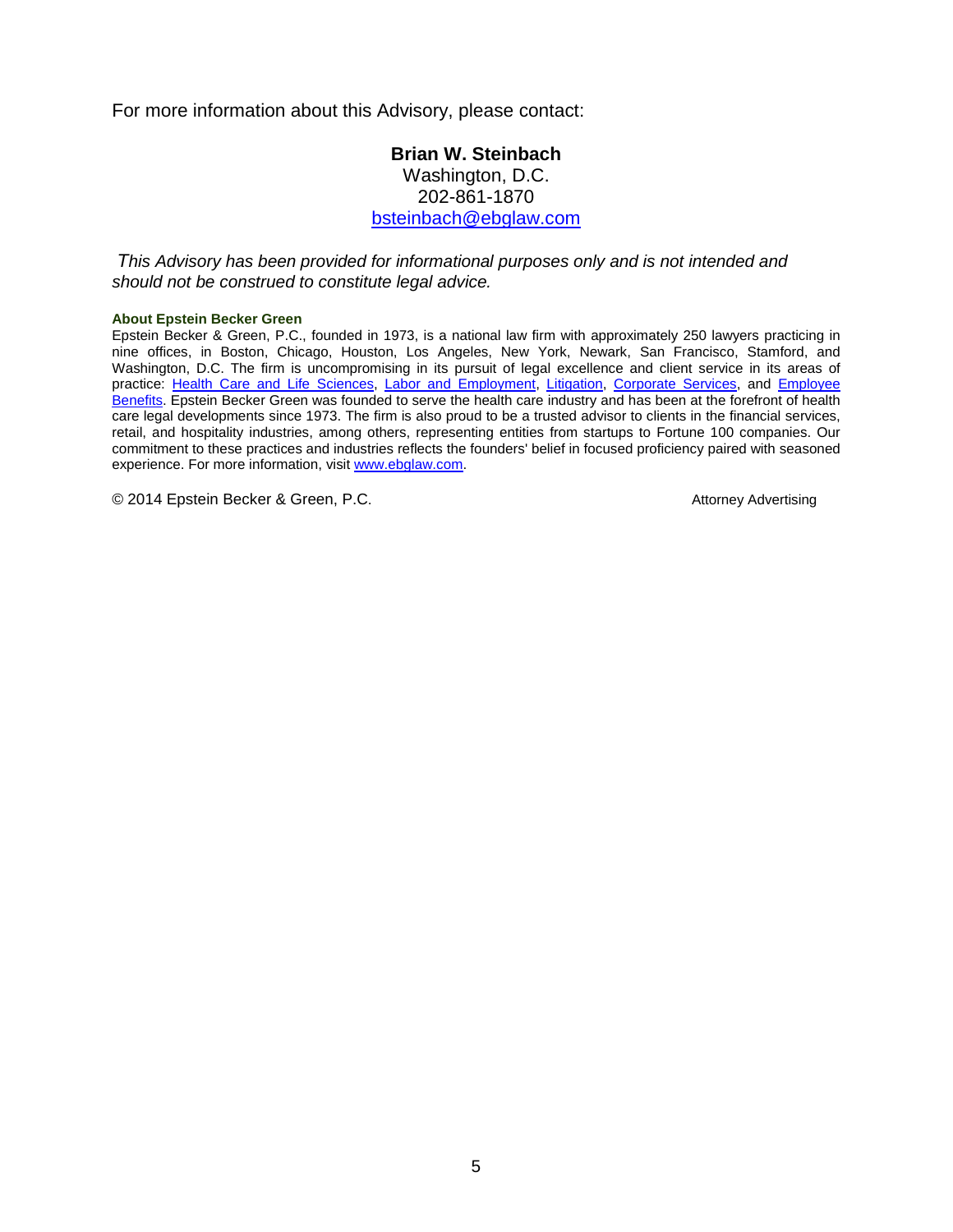For more information about this Advisory, please contact:

**Brian W. Steinbach**
Washington, D.C.
202-861-1870
bsteinbach@ebglaw.com

*This Advisory has been provided for informational purposes only and is not intended and should not be construed to constitute legal advice.*

**About Epstein Becker Green**

Epstein Becker & Green, P.C., founded in 1973, is a national law firm with approximately 250 lawyers practicing in nine offices, in Boston, Chicago, Houston, Los Angeles, New York, Newark, San Francisco, Stamford, and Washington, D.C. The firm is uncompromising in its pursuit of legal excellence and client service in its areas of practice: Health Care and Life Sciences, Labor and Employment, Litigation, Corporate Services, and Employee Benefits. Epstein Becker Green was founded to serve the health care industry and has been at the forefront of health care legal developments since 1973. The firm is also proud to be a trusted advisor to clients in the financial services, retail, and hospitality industries, among others, representing entities from startups to Fortune 100 companies. Our commitment to these practices and industries reflects the founders' belief in focused proficiency paired with seasoned experience. For more information, visit www.ebglaw.com.

© 2014 Epstein Becker & Green, P.C. Attorney Advertising